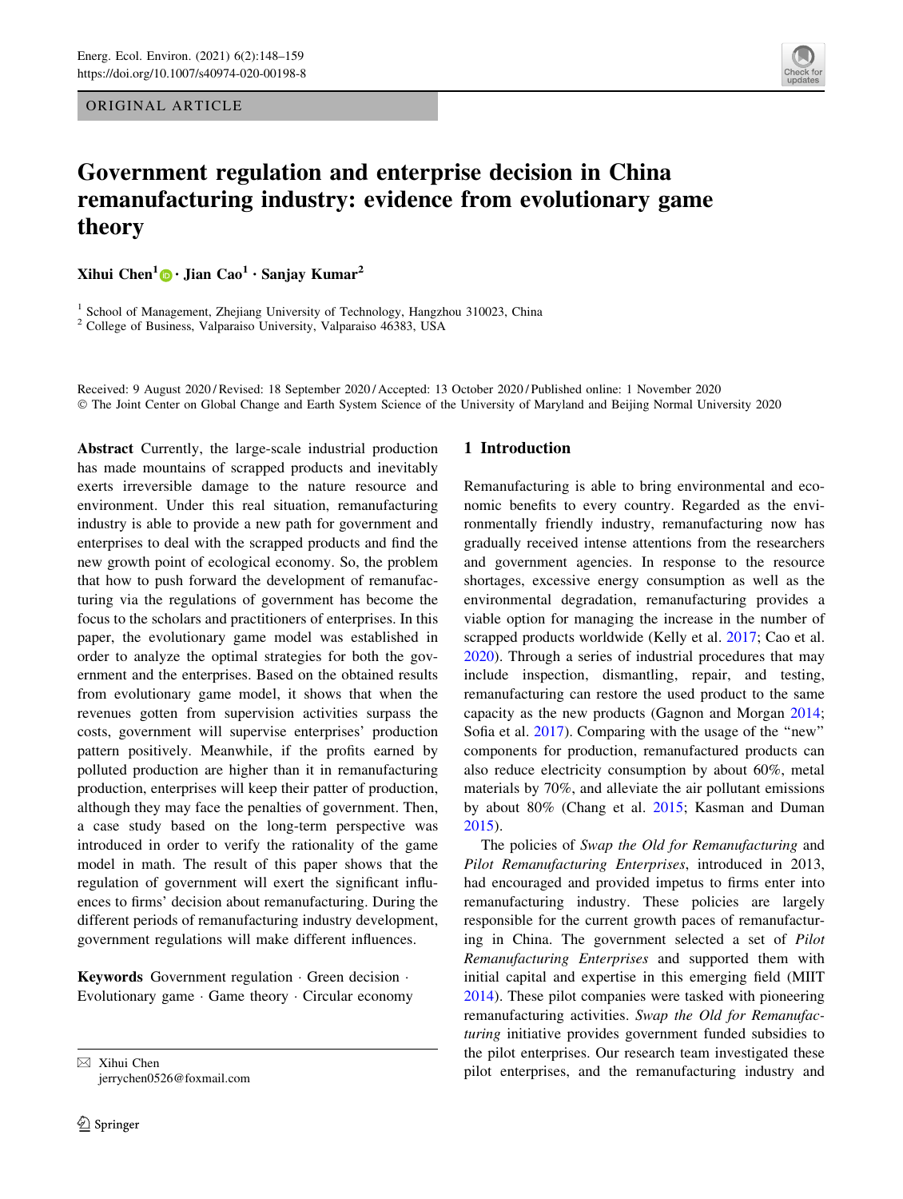ORIGINAL ARTICLE

# Government regulation and enterprise decision in China remanufacturing industry: evidence from evolutionary game theory

**Xihui Chen[1] · Jian Cao[1] · Sanjay Kumar[2]**

[1] School of Management, Zhejiang University of Technology, Hangzhou 310023, China
[2] College of Business, Valparaiso University, Valparaiso 46383, USA

Received: 9 August 2020 / Revised: 18 September 2020 / Accepted: 13 October 2020 / Published online: 1 November 2020
© The Joint Center on Global Change and Earth System Science of the University of Maryland and Beijing Normal University 2020

**Abstract** Currently, the large-scale industrial production has made mountains of scrapped products and inevitably exerts irreversible damage to the nature resource and environment. Under this real situation, remanufacturing industry is able to provide a new path for government and enterprises to deal with the scrapped products and find the new growth point of ecological economy. So, the problem that how to push forward the development of remanufacturing via the regulations of government has become the focus to the scholars and practitioners of enterprises. In this paper, the evolutionary game model was established in order to analyze the optimal strategies for both the government and the enterprises. Based on the obtained results from evolutionary game model, it shows that when the revenues gotten from supervision activities surpass the costs, government will supervise enterprises' production pattern positively. Meanwhile, if the profits earned by polluted production are higher than it in remanufacturing production, enterprises will keep their patter of production, although they may face the penalties of government. Then, a case study based on the long-term perspective was introduced in order to verify the rationality of the game model in math. The result of this paper shows that the regulation of government will exert the significant influences to firms' decision about remanufacturing. During the different periods of remanufacturing industry development, government regulations will make different influences.

**Keywords** Government regulation · Green decision · Evolutionary game · Game theory · Circular economy

✉ Xihui Chen
jerrychen0526@foxmail.com

## 1 Introduction

Remanufacturing is able to bring environmental and economic benefits to every country. Regarded as the environmentally friendly industry, remanufacturing now has gradually received intense attentions from the researchers and government agencies. In response to the resource shortages, excessive energy consumption as well as the environmental degradation, remanufacturing provides a viable option for managing the increase in the number of scrapped products worldwide (Kelly et al. 2017; Cao et al. 2020). Through a series of industrial procedures that may include inspection, dismantling, repair, and testing, remanufacturing can restore the used product to the same capacity as the new products (Gagnon and Morgan 2014; Sofia et al. 2017). Comparing with the usage of the "new" components for production, remanufactured products can also reduce electricity consumption by about 60%, metal materials by 70%, and alleviate the air pollutant emissions by about 80% (Chang et al. 2015; Kasman and Duman 2015).

The policies of *Swap the Old for Remanufacturing* and *Pilot Remanufacturing Enterprises*, introduced in 2013, had encouraged and provided impetus to firms enter into remanufacturing industry. These policies are largely responsible for the current growth paces of remanufacturing in China. The government selected a set of *Pilot Remanufacturing Enterprises* and supported them with initial capital and expertise in this emerging field (MIIT 2014). These pilot companies were tasked with pioneering remanufacturing activities. *Swap the Old for Remanufacturing* initiative provides government funded subsidies to the pilot enterprises. Our research team investigated these pilot enterprises, and the remanufacturing industry and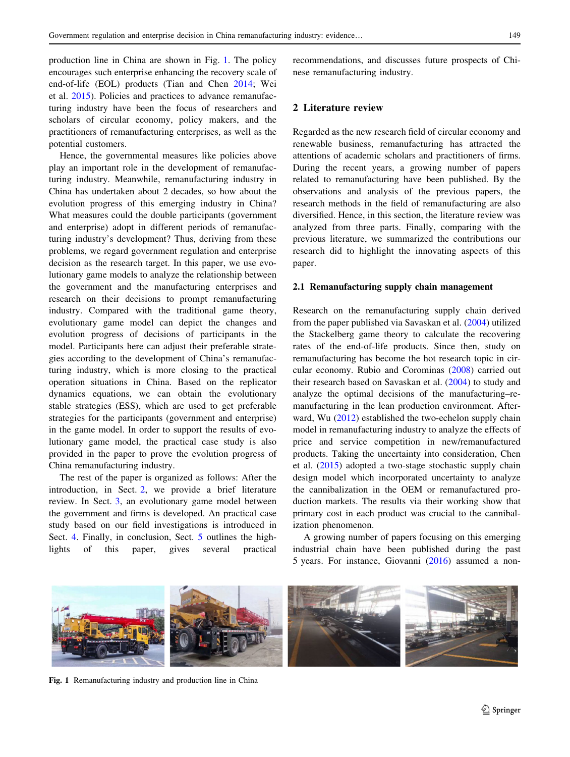production line in China are shown in Fig. 1. The policy encourages such enterprise enhancing the recovery scale of end-of-life (EOL) products (Tian and Chen 2014; Wei et al. 2015). Policies and practices to advance remanufacturing industry have been the focus of researchers and scholars of circular economy, policy makers, and the practitioners of remanufacturing enterprises, as well as the potential customers.

Hence, the governmental measures like policies above play an important role in the development of remanufacturing industry. Meanwhile, remanufacturing industry in China has undertaken about 2 decades, so how about the evolution progress of this emerging industry in China? What measures could the double participants (government and enterprise) adopt in different periods of remanufacturing industry's development? Thus, deriving from these problems, we regard government regulation and enterprise decision as the research target. In this paper, we use evolutionary game models to analyze the relationship between the government and the manufacturing enterprises and research on their decisions to prompt remanufacturing industry. Compared with the traditional game theory, evolutionary game model can depict the changes and evolution progress of decisions of participants in the model. Participants here can adjust their preferable strategies according to the development of China's remanufacturing industry, which is more closing to the practical operation situations in China. Based on the replicator dynamics equations, we can obtain the evolutionary stable strategies (ESS), which are used to get preferable strategies for the participants (government and enterprise) in the game model. In order to support the results of evolutionary game model, the practical case study is also provided in the paper to prove the evolution progress of China remanufacturing industry.

The rest of the paper is organized as follows: After the introduction, in Sect. 2, we provide a brief literature review. In Sect. 3, an evolutionary game model between the government and firms is developed. An practical case study based on our field investigations is introduced in Sect. 4. Finally, in conclusion, Sect. 5 outlines the highlights of this paper, gives several practical recommendations, and discusses future prospects of Chinese remanufacturing industry.

## 2 Literature review

Regarded as the new research field of circular economy and renewable business, remanufacturing has attracted the attentions of academic scholars and practitioners of firms. During the recent years, a growing number of papers related to remanufacturing have been published. By the observations and analysis of the previous papers, the research methods in the field of remanufacturing are also diversified. Hence, in this section, the literature review was analyzed from three parts. Finally, comparing with the previous literature, we summarized the contributions our research did to highlight the innovating aspects of this paper.

### 2.1 Remanufacturing supply chain management

Research on the remanufacturing supply chain derived from the paper published via Savaskan et al. (2004) utilized the Stackelberg game theory to calculate the recovering rates of the end-of-life products. Since then, study on remanufacturing has become the hot research topic in circular economy. Rubio and Corominas (2008) carried out their research based on Savaskan et al. (2004) to study and analyze the optimal decisions of the manufacturing–remanufacturing in the lean production environment. Afterward, Wu (2012) established the two-echelon supply chain model in remanufacturing industry to analyze the effects of price and service competition in new/remanufactured products. Taking the uncertainty into consideration, Chen et al. (2015) adopted a two-stage stochastic supply chain design model which incorporated uncertainty to analyze the cannibalization in the OEM or remanufactured production markets. The results via their working show that primary cost in each product was crucial to the cannibalization phenomenon.

A growing number of papers focusing on this emerging industrial chain have been published during the past 5 years. For instance, Giovanni (2016) assumed a non-

**Fig. 1** Remanufacturing industry and production line in China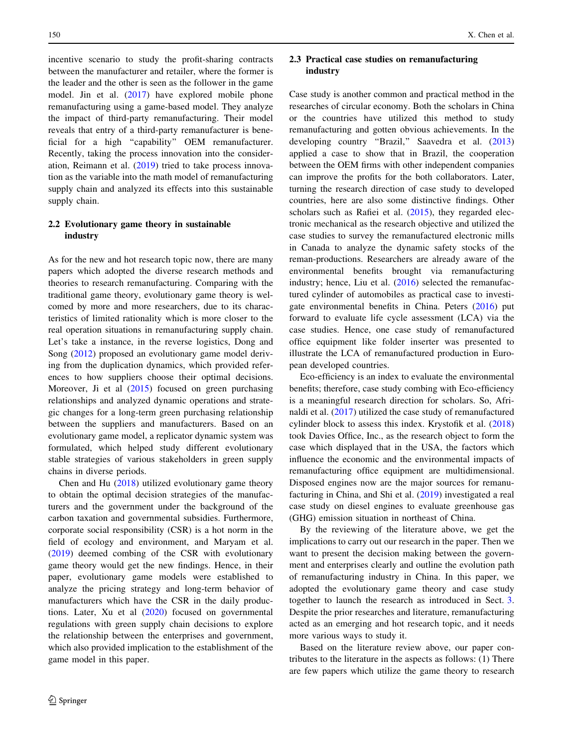incentive scenario to study the profit-sharing contracts between the manufacturer and retailer, where the former is the leader and the other is seen as the follower in the game model. Jin et al. (2017) have explored mobile phone remanufacturing using a game-based model. They analyze the impact of third-party remanufacturing. Their model reveals that entry of a third-party remanufacturer is beneficial for a high "capability" OEM remanufacturer. Recently, taking the process innovation into the consideration, Reimann et al. (2019) tried to take process innovation as the variable into the math model of remanufacturing supply chain and analyzed its effects into this sustainable supply chain.

## 2.2 Evolutionary game theory in sustainable industry

As for the new and hot research topic now, there are many papers which adopted the diverse research methods and theories to research remanufacturing. Comparing with the traditional game theory, evolutionary game theory is welcomed by more and more researchers, due to its characteristics of limited rationality which is more closer to the real operation situations in remanufacturing supply chain. Let's take a instance, in the reverse logistics, Dong and Song (2012) proposed an evolutionary game model deriving from the duplication dynamics, which provided references to how suppliers choose their optimal decisions. Moreover, Ji et al (2015) focused on green purchasing relationships and analyzed dynamic operations and strategic changes for a long-term green purchasing relationship between the suppliers and manufacturers. Based on an evolutionary game model, a replicator dynamic system was formulated, which helped study different evolutionary stable strategies of various stakeholders in green supply chains in diverse periods.

Chen and Hu (2018) utilized evolutionary game theory to obtain the optimal decision strategies of the manufacturers and the government under the background of the carbon taxation and governmental subsidies. Furthermore, corporate social responsibility (CSR) is a hot norm in the field of ecology and environment, and Maryam et al. (2019) deemed combing of the CSR with evolutionary game theory would get the new findings. Hence, in their paper, evolutionary game models were established to analyze the pricing strategy and long-term behavior of manufacturers which have the CSR in the daily productions. Later, Xu et al (2020) focused on governmental regulations with green supply chain decisions to explore the relationship between the enterprises and government, which also provided implication to the establishment of the game model in this paper.

## 2.3 Practical case studies on remanufacturing industry

Case study is another common and practical method in the researches of circular economy. Both the scholars in China or the countries have utilized this method to study remanufacturing and gotten obvious achievements. In the developing country "Brazil," Saavedra et al. (2013) applied a case to show that in Brazil, the cooperation between the OEM firms with other independent companies can improve the profits for the both collaborators. Later, turning the research direction of case study to developed countries, here are also some distinctive findings. Other scholars such as Rafiei et al. (2015), they regarded electronic mechanical as the research objective and utilized the case studies to survey the remanufactured electronic mills in Canada to analyze the dynamic safety stocks of the reman-productions. Researchers are already aware of the environmental benefits brought via remanufacturing industry; hence, Liu et al. (2016) selected the remanufactured cylinder of automobiles as practical case to investigate environmental benefits in China. Peters (2016) put forward to evaluate life cycle assessment (LCA) via the case studies. Hence, one case study of remanufactured office equipment like folder inserter was presented to illustrate the LCA of remanufactured production in European developed countries.

Eco-efficiency is an index to evaluate the environmental benefits; therefore, case study combing with Eco-efficiency is a meaningful research direction for scholars. So, Afrinaldi et al. (2017) utilized the case study of remanufactured cylinder block to assess this index. Krystofik et al. (2018) took Davies Office, Inc., as the research object to form the case which displayed that in the USA, the factors which influence the economic and the environmental impacts of remanufacturing office equipment are multidimensional. Disposed engines now are the major sources for remanufacturing in China, and Shi et al. (2019) investigated a real case study on diesel engines to evaluate greenhouse gas (GHG) emission situation in northeast of China.

By the reviewing of the literature above, we get the implications to carry out our research in the paper. Then we want to present the decision making between the government and enterprises clearly and outline the evolution path of remanufacturing industry in China. In this paper, we adopted the evolutionary game theory and case study together to launch the research as introduced in Sect. 3. Despite the prior researches and literature, remanufacturing acted as an emerging and hot research topic, and it needs more various ways to study it.

Based on the literature review above, our paper contributes to the literature in the aspects as follows: (1) There are few papers which utilize the game theory to research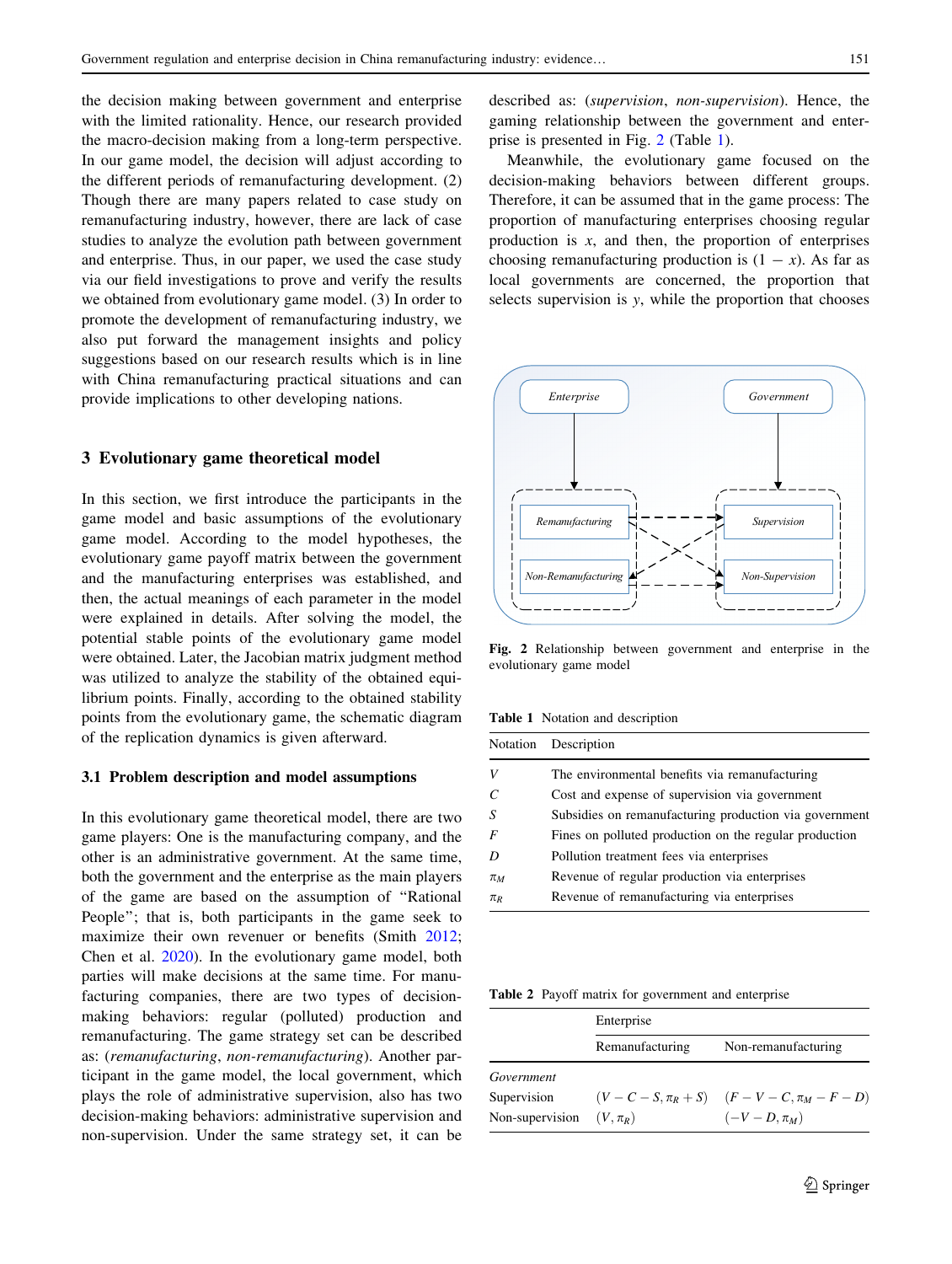the decision making between government and enterprise with the limited rationality. Hence, our research provided the macro-decision making from a long-term perspective. In our game model, the decision will adjust according to the different periods of remanufacturing development. (2) Though there are many papers related to case study on remanufacturing industry, however, there are lack of case studies to analyze the evolution path between government and enterprise. Thus, in our paper, we used the case study via our field investigations to prove and verify the results we obtained from evolutionary game model. (3) In order to promote the development of remanufacturing industry, we also put forward the management insights and policy suggestions based on our research results which is in line with China remanufacturing practical situations and can provide implications to other developing nations.

## 3 Evolutionary game theoretical model

In this section, we first introduce the participants in the game model and basic assumptions of the evolutionary game model. According to the model hypotheses, the evolutionary game payoff matrix between the government and the manufacturing enterprises was established, and then, the actual meanings of each parameter in the model were explained in details. After solving the model, the potential stable points of the evolutionary game model were obtained. Later, the Jacobian matrix judgment method was utilized to analyze the stability of the obtained equilibrium points. Finally, according to the obtained stability points from the evolutionary game, the schematic diagram of the replication dynamics is given afterward.

### 3.1 Problem description and model assumptions

In this evolutionary game theoretical model, there are two game players: One is the manufacturing company, and the other is an administrative government. At the same time, both the government and the enterprise as the main players of the game are based on the assumption of "Rational People"; that is, both participants in the game seek to maximize their own revenuer or benefits (Smith 2012; Chen et al. 2020). In the evolutionary game model, both parties will make decisions at the same time. For manufacturing companies, there are two types of decision-making behaviors: regular (polluted) production and remanufacturing. The game strategy set can be described as: (*remanufacturing*, *non-remanufacturing*). Another participant in the game model, the local government, which plays the role of administrative supervision, also has two decision-making behaviors: administrative supervision and non-supervision. Under the same strategy set, it can be described as: (*supervision*, *non-supervision*). Hence, the gaming relationship between the government and enterprise is presented in Fig. 2 (Table 1).

Meanwhile, the evolutionary game focused on the decision-making behaviors between different groups. Therefore, it can be assumed that in the game process: The proportion of manufacturing enterprises choosing regular production is $x$, and then, the proportion of enterprises choosing remanufacturing production is $(1 - x)$. As far as local governments are concerned, the proportion that selects supervision is $y$, while the proportion that chooses

Fig. 2 Relationship between government and enterprise in the evolutionary game model

Table 1 Notation and description

| Notation | Description |
| --- | --- |
| $V$ | The environmental benefits via remanufacturing |
| $C$ | Cost and expense of supervision via government |
| $S$ | Subsidies on remanufacturing production via government |
| $F$ | Fines on polluted production on the regular production |
| $D$ | Pollution treatment fees via enterprises |
| $\pi_M$ | Revenue of regular production via enterprises |
| $\pi_R$ | Revenue of remanufacturing via enterprises |

Table 2 Payoff matrix for government and enterprise

| | Enterprise | |
| --- | --- | --- |
| | Remanufacturing | Non-remanufacturing |
| *Government* | | |
| Supervision | $(V - C - S, \pi_R + S)$ | $(F - V - C, \pi_M - F - D)$ |
| Non-supervision | $(V, \pi_R)$ | $(-V - D, \pi_M)$ |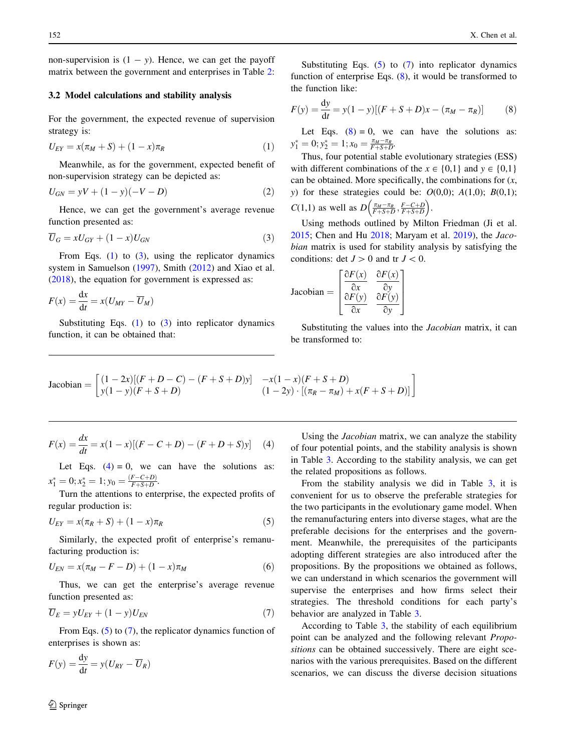non-supervision is $(1 - y)$. Hence, we can get the payoff matrix between the government and enterprises in Table 2:

### 3.2 Model calculations and stability analysis

For the government, the expected revenue of supervision strategy is:

$$U_{EY} = x(\pi_M + S) + (1 - x)\pi_R \tag{1}$$

Meanwhile, as for the government, expected benefit of non-supervision strategy can be depicted as:

$$U_{GN} = yV + (1 - y)(-V - D) \tag{2}$$

Hence, we can get the government's average revenue function presented as:

$$\overline{U}_G = xU_{GY} + (1 - x)U_{GN} \tag{3}$$

From Eqs. (1) to (3), using the replicator dynamics system in Samuelson (1997), Smith (2012) and Xiao et al. (2018), the equation for government is expressed as:

$$F(x) = \frac{dx}{dt} = x(U_{MY} - \overline{U}_M)$$

Substituting Eqs. (1) to (3) into replicator dynamics function, it can be obtained that:

$$F(x) = \frac{dx}{dt} = x(1 - x)[(F - C + D) - (F + D + S)y] \tag{4}$$

Let Eqs. (4) = 0, we can have the solutions as: $x_1^* = 0; x_2^* = 1; y_0 = \frac{(F-C+D)}{F+S+D}$.

Turn the attentions to enterprise, the expected profits of regular production is:

$$U_{EY} = x(\pi_R + S) + (1 - x)\pi_R \tag{5}$$

Similarly, the expected profit of enterprise's remanufacturing production is:

$$U_{EN} = x(\pi_M - F - D) + (1 - x)\pi_M \tag{6}$$

Thus, we can get the enterprise's average revenue function presented as:

$$\overline{U}_E = yU_{EY} + (1 - y)U_{EN} \tag{7}$$

From Eqs. (5) to (7), the replicator dynamics function of enterprises is shown as:

$$F(y) = \frac{dy}{dt} = y(U_{RY} - \overline{U}_R)$$

Substituting Eqs. (5) to (7) into replicator dynamics function of enterprise Eqs. (8), it would be transformed to the function like:

$$F(y) = \frac{dy}{dt} = y(1 - y)[(F + S + D)x - (\pi_M - \pi_R)] \tag{8}$$

Let Eqs. (8) = 0, we can have the solutions as: $y_1^* = 0; y_2^* = 1; x_0 = \frac{\pi_M - \pi_R}{F+S+D}$.

Thus, four potential stable evolutionary strategies (ESS) with different combinations of the $x \in \{0,1\}$ and $y \in \{0,1\}$ can be obtained. More specifically, the combinations for $(x, y)$ for these strategies could be: $O(0,0)$; $A(1,0)$; $B(0,1)$; $C(1,1)$ as well as $D\left(\frac{\pi_M - \pi_R}{F+S+D}, \frac{F-C+D}{F+S+D}\right)$.

Using methods outlined by Milton Friedman (Ji et al. 2015; Chen and Hu 2018; Maryam et al. 2019), the *Jacobian* matrix is used for stability analysis by satisfying the conditions: $\det J > 0$ and $\operatorname{tr} J < 0$.

$$\text{Jacobian} = \begin{bmatrix} \frac{\partial F(x)}{\partial x} & \frac{\partial F(x)}{\partial y} \\ \frac{\partial F(y)}{\partial x} & \frac{\partial F(y)}{\partial y} \end{bmatrix}$$

Substituting the values into the *Jacobian* matrix, it can be transformed to:

$$\text{Jacobian} = \begin{bmatrix} (1 - 2x)[(F + D - C) - (F + S + D)y] & -x(1 - x)(F + S + D) \\ y(1 - y)(F + S + D) & (1 - 2y) \cdot [(\pi_R - \pi_M) + x(F + S + D)] \end{bmatrix}$$

Using the *Jacobian* matrix, we can analyze the stability of four potential points, and the stability analysis is shown in Table 3. According to the stability analysis, we can get the related propositions as follows.

From the stability analysis we did in Table 3, it is convenient for us to observe the preferable strategies for the two participants in the evolutionary game model. When the remanufacturing enters into diverse stages, what are the preferable decisions for the enterprises and the government. Meanwhile, the prerequisites of the participants adopting different strategies are also introduced after the propositions. By the propositions we obtained as follows, we can understand in which scenarios the government will supervise the enterprises and how firms select their strategies. The threshold conditions for each party's behavior are analyzed in Table 3.

According to Table 3, the stability of each equilibrium point can be analyzed and the following relevant *Propositions* can be obtained successively. There are eight scenarios with the various prerequisites. Based on the different scenarios, we can discuss the diverse decision situations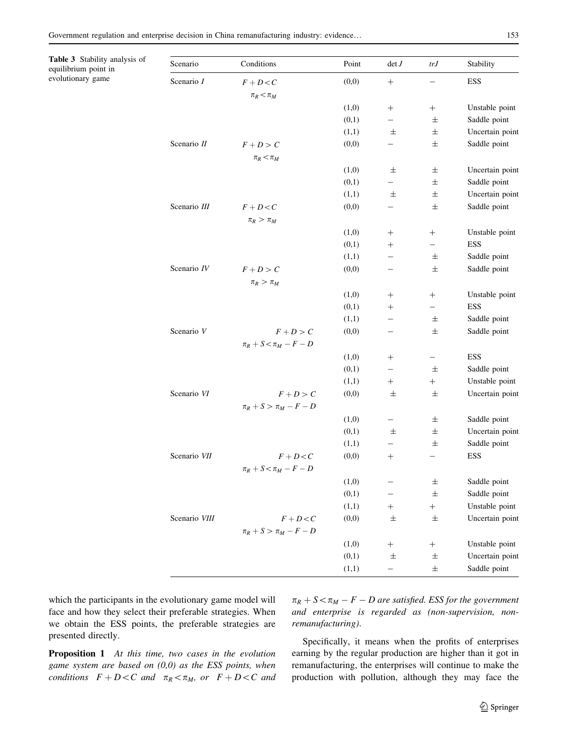Table 3 Stability analysis of equilibrium point in evolutionary game

| Scenario | Conditions | Point | det $J$ | $trJ$ | Stability |
|---|---|---|---|---|---|
| Scenario $I$ | $F + D < C$, $\pi_R < \pi_M$ | (0,0) | + | − | ESS |
| | | (1,0) | + | + | Unstable point |
| | | (0,1) | − | ± | Saddle point |
| | | (1,1) | ± | ± | Uncertain point |
| Scenario $II$ | $F + D > C$, $\pi_R < \pi_M$ | (0,0) | − | ± | Saddle point |
| | | (1,0) | ± | ± | Uncertain point |
| | | (0,1) | − | ± | Saddle point |
| | | (1,1) | ± | ± | Uncertain point |
| Scenario $III$ | $F + D < C$, $\pi_R > \pi_M$ | (0,0) | − | ± | Saddle point |
| | | (1,0) | + | + | Unstable point |
| | | (0,1) | + | − | ESS |
| | | (1,1) | − | ± | Saddle point |
| Scenario $IV$ | $F + D > C$, $\pi_R > \pi_M$ | (0,0) | − | ± | Saddle point |
| | | (1,0) | + | + | Unstable point |
| | | (0,1) | + | − | ESS |
| | | (1,1) | − | ± | Saddle point |
| Scenario $V$ | $F + D > C$, $\pi_R + S < \pi_M - F - D$ | (0,0) | − | ± | Saddle point |
| | | (1,0) | + | − | ESS |
| | | (0,1) | − | ± | Saddle point |
| | | (1,1) | + | + | Unstable point |
| Scenario $VI$ | $F + D > C$, $\pi_R + S > \pi_M - F - D$ | (0,0) | ± | ± | Uncertain point |
| | | (1,0) | − | ± | Saddle point |
| | | (0,1) | ± | ± | Uncertain point |
| | | (1,1) | − | ± | Saddle point |
| Scenario $VII$ | $F + D < C$, $\pi_R + S < \pi_M - F - D$ | (0,0) | + | − | ESS |
| | | (1,0) | − | ± | Saddle point |
| | | (0,1) | − | ± | Saddle point |
| | | (1,1) | + | + | Unstable point |
| Scenario $VIII$ | $F + D < C$, $\pi_R + S > \pi_M - F - D$ | (0,0) | ± | ± | Uncertain point |
| | | (1,0) | + | + | Unstable point |
| | | (0,1) | ± | ± | Uncertain point |
| | | (1,1) | − | ± | Saddle point |

which the participants in the evolutionary game model will face and how they select their preferable strategies. When we obtain the ESS points, the preferable strategies are presented directly.

**Proposition 1** *At this time, two cases in the evolution game system are based on (0,0) as the ESS points, when conditions $F + D < C$ and $\pi_R < \pi_M$, or $F + D < C$ and $\pi_R + S < \pi_M - F - D$ are satisfied. ESS for the government and enterprise is regarded as (non-supervision, non-remanufacturing).*

Specifically, it means when the profits of enterprises earning by the regular production are higher than it got in remanufacturing, the enterprises will continue to make the production with pollution, although they may face the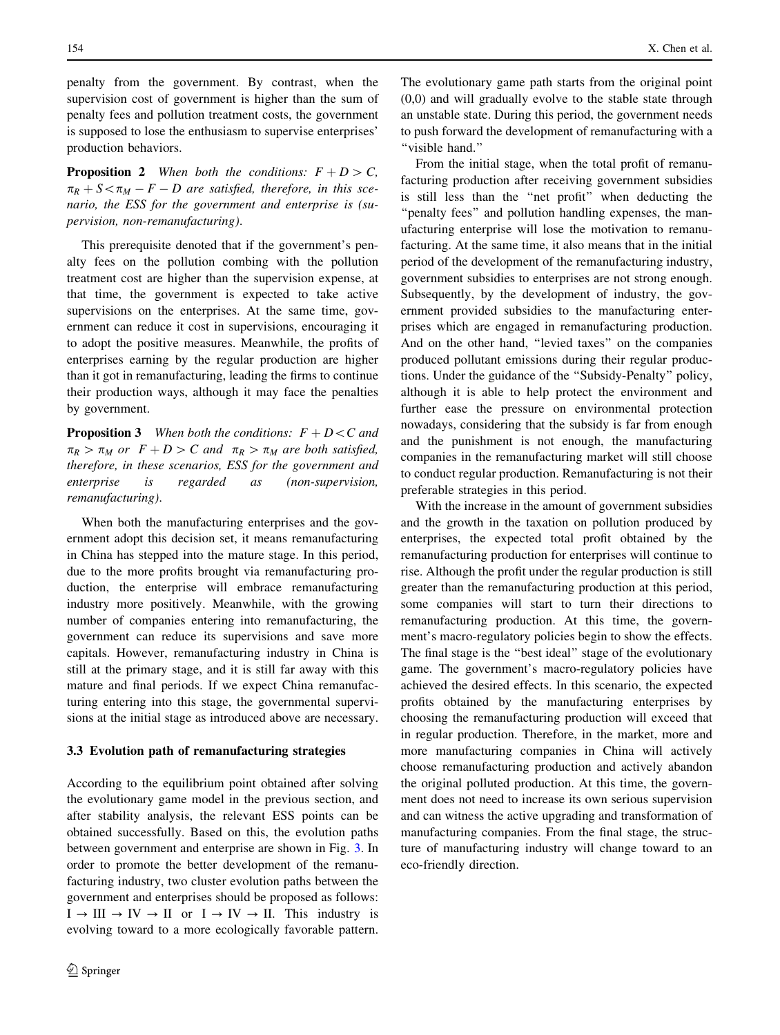penalty from the government. By contrast, when the supervision cost of government is higher than the sum of penalty fees and pollution treatment costs, the government is supposed to lose the enthusiasm to supervise enterprises' production behaviors.

**Proposition 2** *When both the conditions: $F + D > C$, $\pi_R + S < \pi_M - F - D$ are satisfied, therefore, in this scenario, the ESS for the government and enterprise is (supervision, non-remanufacturing).*

This prerequisite denoted that if the government's penalty fees on the pollution combing with the pollution treatment cost are higher than the supervision expense, at that time, the government is expected to take active supervisions on the enterprises. At the same time, government can reduce it cost in supervisions, encouraging it to adopt the positive measures. Meanwhile, the profits of enterprises earning by the regular production are higher than it got in remanufacturing, leading the firms to continue their production ways, although it may face the penalties by government.

**Proposition 3** *When both the conditions: $F + D < C$ and $\pi_R > \pi_M$ or $F + D > C$ and $\pi_R > \pi_M$ are both satisfied, therefore, in these scenarios, ESS for the government and enterprise is regarded as (non-supervision, remanufacturing).*

When both the manufacturing enterprises and the government adopt this decision set, it means remanufacturing in China has stepped into the mature stage. In this period, due to the more profits brought via remanufacturing production, the enterprise will embrace remanufacturing industry more positively. Meanwhile, with the growing number of companies entering into remanufacturing, the government can reduce its supervisions and save more capitals. However, remanufacturing industry in China is still at the primary stage, and it is still far away with this mature and final periods. If we expect China remanufacturing entering into this stage, the governmental supervisions at the initial stage as introduced above are necessary.

### 3.3 Evolution path of remanufacturing strategies

According to the equilibrium point obtained after solving the evolutionary game model in the previous section, and after stability analysis, the relevant ESS points can be obtained successfully. Based on this, the evolution paths between government and enterprise are shown in Fig. 3. In order to promote the better development of the remanufacturing industry, two cluster evolution paths between the government and enterprises should be proposed as follows: I → III → IV → II or I → IV → II. This industry is evolving toward to a more ecologically favorable pattern. The evolutionary game path starts from the original point (0,0) and will gradually evolve to the stable state through an unstable state. During this period, the government needs to push forward the development of remanufacturing with a "visible hand."

From the initial stage, when the total profit of remanufacturing production after receiving government subsidies is still less than the "net profit" when deducting the "penalty fees" and pollution handling expenses, the manufacturing enterprise will lose the motivation to remanufacturing. At the same time, it also means that in the initial period of the development of the remanufacturing industry, government subsidies to enterprises are not strong enough. Subsequently, by the development of industry, the government provided subsidies to the manufacturing enterprises which are engaged in remanufacturing production. And on the other hand, "levied taxes" on the companies produced pollutant emissions during their regular productions. Under the guidance of the "Subsidy-Penalty" policy, although it is able to help protect the environment and further ease the pressure on environmental protection nowadays, considering that the subsidy is far from enough and the punishment is not enough, the manufacturing companies in the remanufacturing market will still choose to conduct regular production. Remanufacturing is not their preferable strategies in this period.

With the increase in the amount of government subsidies and the growth in the taxation on pollution produced by enterprises, the expected total profit obtained by the remanufacturing production for enterprises will continue to rise. Although the profit under the regular production is still greater than the remanufacturing production at this period, some companies will start to turn their directions to remanufacturing production. At this time, the government's macro-regulatory policies begin to show the effects. The final stage is the "best ideal" stage of the evolutionary game. The government's macro-regulatory policies have achieved the desired effects. In this scenario, the expected profits obtained by the manufacturing enterprises by choosing the remanufacturing production will exceed that in regular production. Therefore, in the market, more and more manufacturing companies in China will actively choose remanufacturing production and actively abandon the original polluted production. At this time, the government does not need to increase its own serious supervision and can witness the active upgrading and transformation of manufacturing companies. From the final stage, the structure of manufacturing industry will change toward to an eco-friendly direction.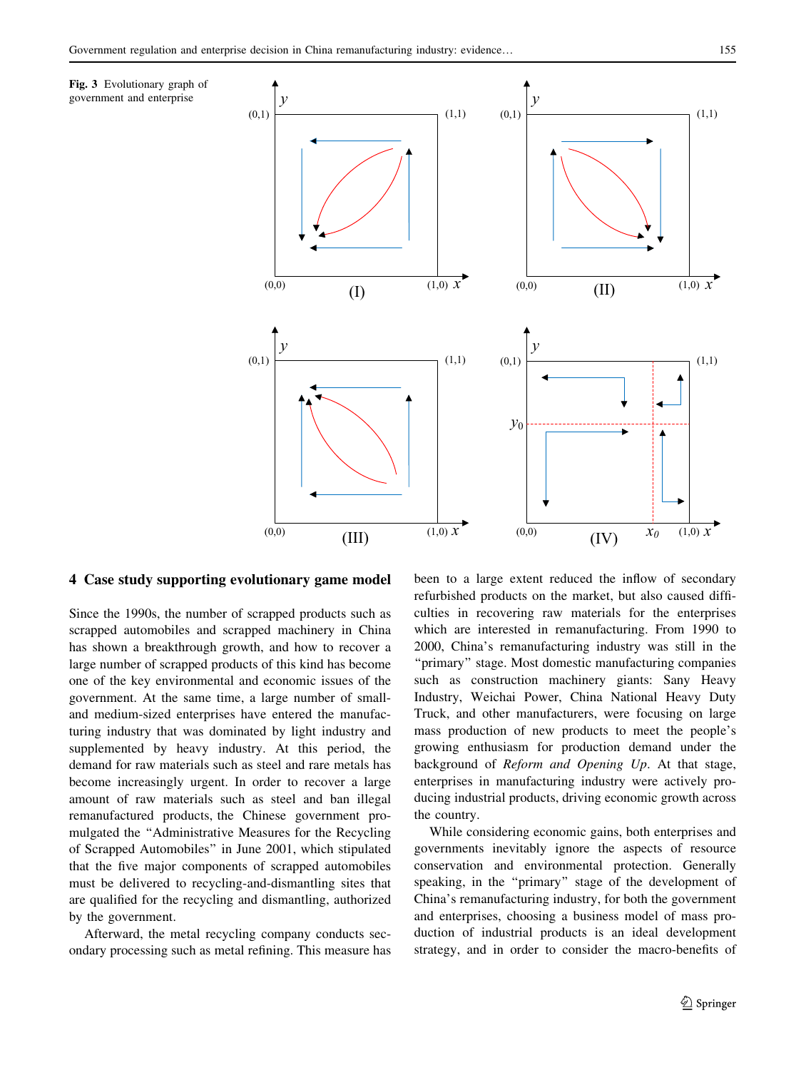**Fig. 3** Evolutionary graph of government and enterprise

## 4 Case study supporting evolutionary game model

Since the 1990s, the number of scrapped products such as scrapped automobiles and scrapped machinery in China has shown a breakthrough growth, and how to recover a large number of scrapped products of this kind has become one of the key environmental and economic issues of the government. At the same time, a large number of small- and medium-sized enterprises have entered the manufacturing industry that was dominated by light industry and supplemented by heavy industry. At this period, the demand for raw materials such as steel and rare metals has become increasingly urgent. In order to recover a large amount of raw materials such as steel and ban illegal remanufactured products, the Chinese government promulgated the "Administrative Measures for the Recycling of Scrapped Automobiles" in June 2001, which stipulated that the five major components of scrapped automobiles must be delivered to recycling-and-dismantling sites that are qualified for the recycling and dismantling, authorized by the government.

Afterward, the metal recycling company conducts secondary processing such as metal refining. This measure has been to a large extent reduced the inflow of secondary refurbished products on the market, but also caused difficulties in recovering raw materials for the enterprises which are interested in remanufacturing. From 1990 to 2000, China's remanufacturing industry was still in the "primary" stage. Most domestic manufacturing companies such as construction machinery giants: Sany Heavy Industry, Weichai Power, China National Heavy Duty Truck, and other manufacturers, were focusing on large mass production of new products to meet the people's growing enthusiasm for production demand under the background of *Reform and Opening Up*. At that stage, enterprises in manufacturing industry were actively producing industrial products, driving economic growth across the country.

While considering economic gains, both enterprises and governments inevitably ignore the aspects of resource conservation and environmental protection. Generally speaking, in the "primary" stage of the development of China's remanufacturing industry, for both the government and enterprises, choosing a business model of mass production of industrial products is an ideal development strategy, and in order to consider the macro-benefits of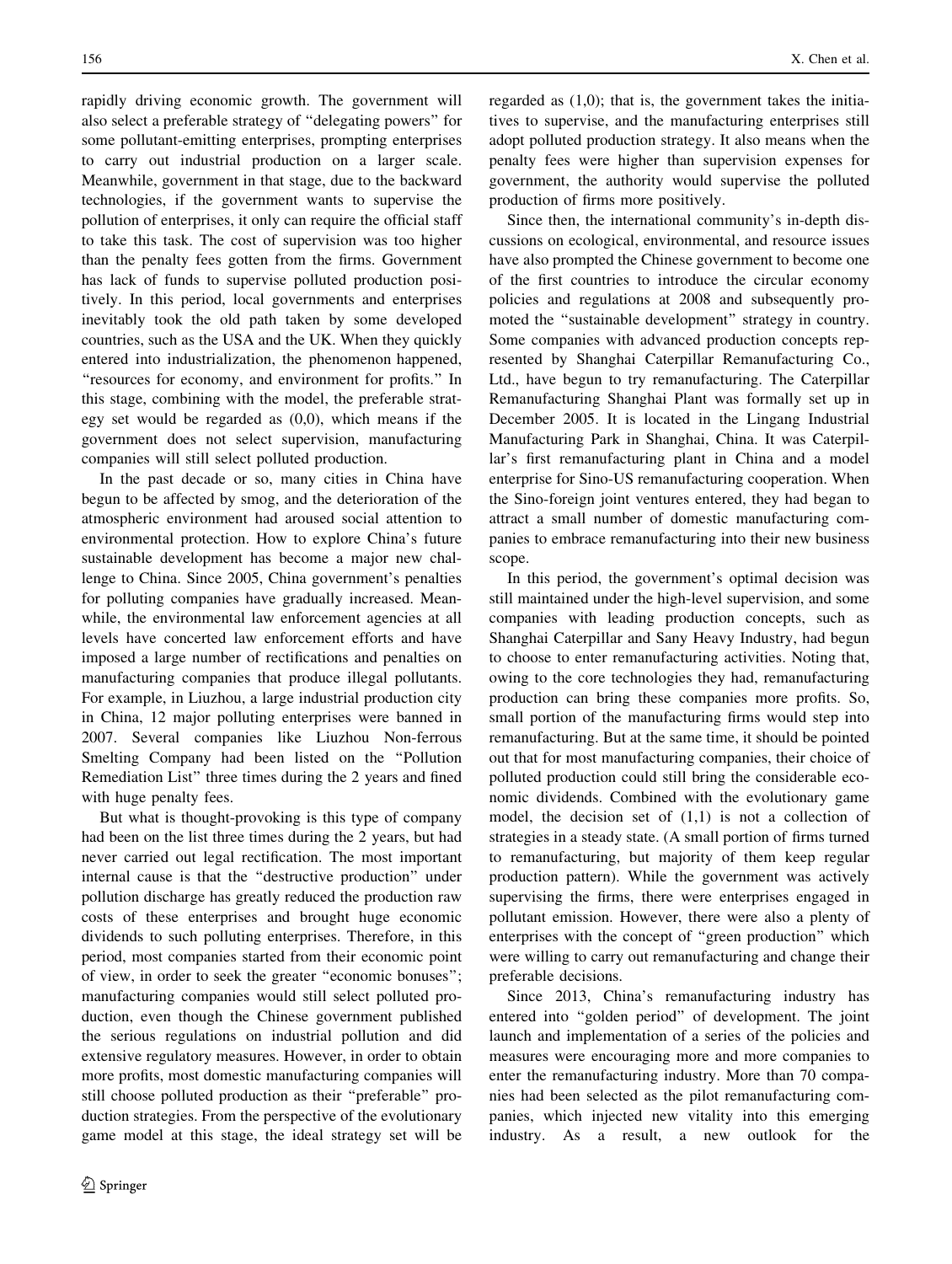rapidly driving economic growth. The government will also select a preferable strategy of "delegating powers" for some pollutant-emitting enterprises, prompting enterprises to carry out industrial production on a larger scale. Meanwhile, government in that stage, due to the backward technologies, if the government wants to supervise the pollution of enterprises, it only can require the official staff to take this task. The cost of supervision was too higher than the penalty fees gotten from the firms. Government has lack of funds to supervise polluted production positively. In this period, local governments and enterprises inevitably took the old path taken by some developed countries, such as the USA and the UK. When they quickly entered into industrialization, the phenomenon happened, "resources for economy, and environment for profits." In this stage, combining with the model, the preferable strategy set would be regarded as (0,0), which means if the government does not select supervision, manufacturing companies will still select polluted production.

In the past decade or so, many cities in China have begun to be affected by smog, and the deterioration of the atmospheric environment had aroused social attention to environmental protection. How to explore China's future sustainable development has become a major new challenge to China. Since 2005, China government's penalties for polluting companies have gradually increased. Meanwhile, the environmental law enforcement agencies at all levels have concerted law enforcement efforts and have imposed a large number of rectifications and penalties on manufacturing companies that produce illegal pollutants. For example, in Liuzhou, a large industrial production city in China, 12 major polluting enterprises were banned in 2007. Several companies like Liuzhou Non-ferrous Smelting Company had been listed on the "Pollution Remediation List" three times during the 2 years and fined with huge penalty fees.

But what is thought-provoking is this type of company had been on the list three times during the 2 years, but had never carried out legal rectification. The most important internal cause is that the "destructive production" under pollution discharge has greatly reduced the production raw costs of these enterprises and brought huge economic dividends to such polluting enterprises. Therefore, in this period, most companies started from their economic point of view, in order to seek the greater "economic bonuses"; manufacturing companies would still select polluted production, even though the Chinese government published the serious regulations on industrial pollution and did extensive regulatory measures. However, in order to obtain more profits, most domestic manufacturing companies will still choose polluted production as their "preferable" production strategies. From the perspective of the evolutionary game model at this stage, the ideal strategy set will be regarded as (1,0); that is, the government takes the initiatives to supervise, and the manufacturing enterprises still adopt polluted production strategy. It also means when the penalty fees were higher than supervision expenses for government, the authority would supervise the polluted production of firms more positively.

Since then, the international community's in-depth discussions on ecological, environmental, and resource issues have also prompted the Chinese government to become one of the first countries to introduce the circular economy policies and regulations at 2008 and subsequently promoted the "sustainable development" strategy in country. Some companies with advanced production concepts represented by Shanghai Caterpillar Remanufacturing Co., Ltd., have begun to try remanufacturing. The Caterpillar Remanufacturing Shanghai Plant was formally set up in December 2005. It is located in the Lingang Industrial Manufacturing Park in Shanghai, China. It was Caterpillar's first remanufacturing plant in China and a model enterprise for Sino-US remanufacturing cooperation. When the Sino-foreign joint ventures entered, they had began to attract a small number of domestic manufacturing companies to embrace remanufacturing into their new business scope.

In this period, the government's optimal decision was still maintained under the high-level supervision, and some companies with leading production concepts, such as Shanghai Caterpillar and Sany Heavy Industry, had begun to choose to enter remanufacturing activities. Noting that, owing to the core technologies they had, remanufacturing production can bring these companies more profits. So, small portion of the manufacturing firms would step into remanufacturing. But at the same time, it should be pointed out that for most manufacturing companies, their choice of polluted production could still bring the considerable economic dividends. Combined with the evolutionary game model, the decision set of (1,1) is not a collection of strategies in a steady state. (A small portion of firms turned to remanufacturing, but majority of them keep regular production pattern). While the government was actively supervising the firms, there were enterprises engaged in pollutant emission. However, there were also a plenty of enterprises with the concept of "green production" which were willing to carry out remanufacturing and change their preferable decisions.

Since 2013, China's remanufacturing industry has entered into "golden period" of development. The joint launch and implementation of a series of the policies and measures were encouraging more and more companies to enter the remanufacturing industry. More than 70 companies had been selected as the pilot remanufacturing companies, which injected new vitality into this emerging industry. As a result, a new outlook for the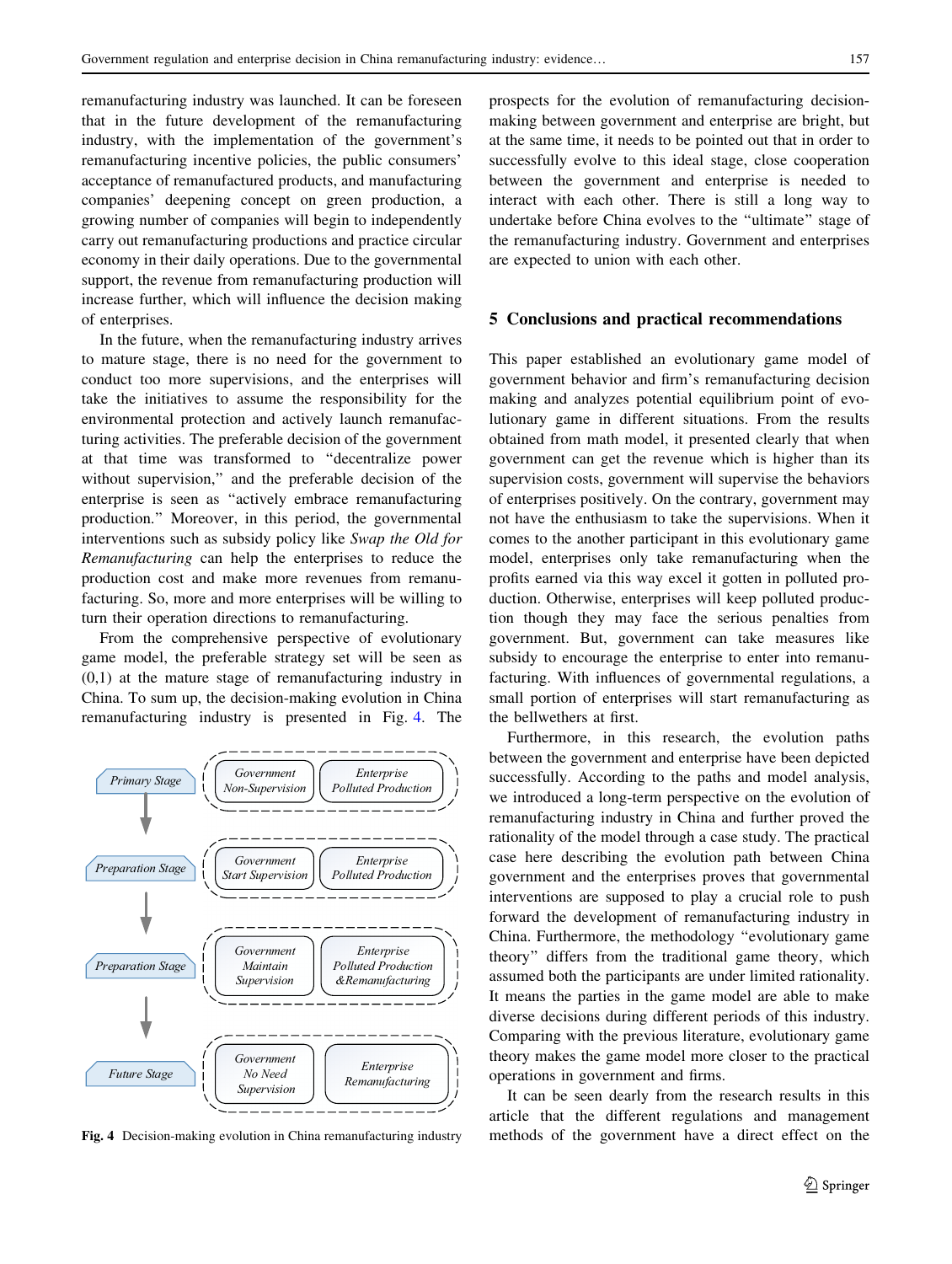remanufacturing industry was launched. It can be foreseen that in the future development of the remanufacturing industry, with the implementation of the government's remanufacturing incentive policies, the public consumers' acceptance of remanufactured products, and manufacturing companies' deepening concept on green production, a growing number of companies will begin to independently carry out remanufacturing productions and practice circular economy in their daily operations. Due to the governmental support, the revenue from remanufacturing production will increase further, which will influence the decision making of enterprises.

In the future, when the remanufacturing industry arrives to mature stage, there is no need for the government to conduct too more supervisions, and the enterprises will take the initiatives to assume the responsibility for the environmental protection and actively launch remanufacturing activities. The preferable decision of the government at that time was transformed to "decentralize power without supervision," and the preferable decision of the enterprise is seen as "actively embrace remanufacturing production." Moreover, in this period, the governmental interventions such as subsidy policy like *Swap the Old for Remanufacturing* can help the enterprises to reduce the production cost and make more revenues from remanufacturing. So, more and more enterprises will be willing to turn their operation directions to remanufacturing.

From the comprehensive perspective of evolutionary game model, the preferable strategy set will be seen as (0,1) at the mature stage of remanufacturing industry in China. To sum up, the decision-making evolution in China remanufacturing industry is presented in Fig. 4. The prospects for the evolution of remanufacturing decision-making between government and enterprise are bright, but at the same time, it needs to be pointed out that in order to successfully evolve to this ideal stage, close cooperation between the government and enterprise is needed to interact with each other. There is still a long way to undertake before China evolves to the "ultimate" stage of the remanufacturing industry. Government and enterprises are expected to union with each other.

Primary Stage
Government Non-Supervision
Enterprise Polluted Production

Preparation Stage
Government Start Supervision
Enterprise Polluted Production

Preparation Stage
Government Maintain Supervision
Enterprise Polluted Production &Remanufacturing

Future Stage
Government No Need Supervision
Enterprise Remanufacturing

**Fig. 4** Decision-making evolution in China remanufacturing industry

## 5 Conclusions and practical recommendations

This paper established an evolutionary game model of government behavior and firm's remanufacturing decision making and analyzes potential equilibrium point of evolutionary game in different situations. From the results obtained from math model, it presented clearly that when government can get the revenue which is higher than its supervision costs, government will supervise the behaviors of enterprises positively. On the contrary, government may not have the enthusiasm to take the supervisions. When it comes to the another participant in this evolutionary game model, enterprises only take remanufacturing when the profits earned via this way excel it gotten in polluted production. Otherwise, enterprises will keep polluted production though they may face the serious penalties from government. But, government can take measures like subsidy to encourage the enterprise to enter into remanufacturing. With influences of governmental regulations, a small portion of enterprises will start remanufacturing as the bellwethers at first.

Furthermore, in this research, the evolution paths between the government and enterprise have been depicted successfully. According to the paths and model analysis, we introduced a long-term perspective on the evolution of remanufacturing industry in China and further proved the rationality of the model through a case study. The practical case here describing the evolution path between China government and the enterprises proves that governmental interventions are supposed to play a crucial role to push forward the development of remanufacturing industry in China. Furthermore, the methodology "evolutionary game theory" differs from the traditional game theory, which assumed both the participants are under limited rationality. It means the parties in the game model are able to make diverse decisions during different periods of this industry. Comparing with the previous literature, evolutionary game theory makes the game model more closer to the practical operations in government and firms.

It can be seen dearly from the research results in this article that the different regulations and management methods of the government have a direct effect on the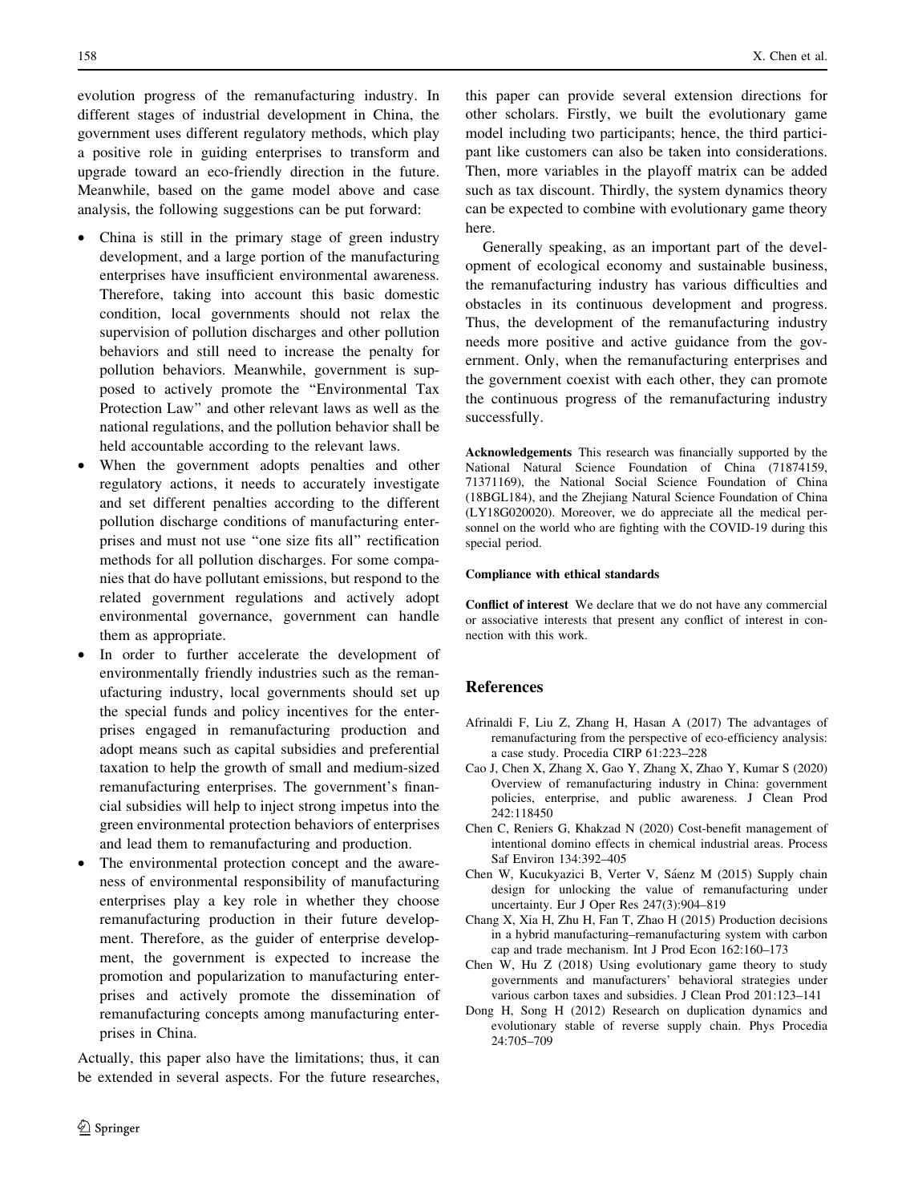evolution progress of the remanufacturing industry. In different stages of industrial development in China, the government uses different regulatory methods, which play a positive role in guiding enterprises to transform and upgrade toward an eco-friendly direction in the future. Meanwhile, based on the game model above and case analysis, the following suggestions can be put forward:

- China is still in the primary stage of green industry development, and a large portion of the manufacturing enterprises have insufficient environmental awareness. Therefore, taking into account this basic domestic condition, local governments should not relax the supervision of pollution discharges and other pollution behaviors and still need to increase the penalty for pollution behaviors. Meanwhile, government is supposed to actively promote the "Environmental Tax Protection Law" and other relevant laws as well as the national regulations, and the pollution behavior shall be held accountable according to the relevant laws.
- When the government adopts penalties and other regulatory actions, it needs to accurately investigate and set different penalties according to the different pollution discharge conditions of manufacturing enterprises and must not use "one size fits all" rectification methods for all pollution discharges. For some companies that do have pollutant emissions, but respond to the related government regulations and actively adopt environmental governance, government can handle them as appropriate.
- In order to further accelerate the development of environmentally friendly industries such as the remanufacturing industry, local governments should set up the special funds and policy incentives for the enterprises engaged in remanufacturing production and adopt means such as capital subsidies and preferential taxation to help the growth of small and medium-sized remanufacturing enterprises. The government's financial subsidies will help to inject strong impetus into the green environmental protection behaviors of enterprises and lead them to remanufacturing and production.
- The environmental protection concept and the awareness of environmental responsibility of manufacturing enterprises play a key role in whether they choose remanufacturing production in their future development. Therefore, as the guider of enterprise development, the government is expected to increase the promotion and popularization to manufacturing enterprises and actively promote the dissemination of remanufacturing concepts among manufacturing enterprises in China.

Actually, this paper also have the limitations; thus, it can be extended in several aspects. For the future researches, this paper can provide several extension directions for other scholars. Firstly, we built the evolutionary game model including two participants; hence, the third participant like customers can also be taken into considerations. Then, more variables in the playoff matrix can be added such as tax discount. Thirdly, the system dynamics theory can be expected to combine with evolutionary game theory here.

Generally speaking, as an important part of the development of ecological economy and sustainable business, the remanufacturing industry has various difficulties and obstacles in its continuous development and progress. Thus, the development of the remanufacturing industry needs more positive and active guidance from the government. Only, when the remanufacturing enterprises and the government coexist with each other, they can promote the continuous progress of the remanufacturing industry successfully.

**Acknowledgements** This research was financially supported by the National Natural Science Foundation of China (71874159, 71371169), the National Social Science Foundation of China (18BGL184), and the Zhejiang Natural Science Foundation of China (LY18G020020). Moreover, we do appreciate all the medical personnel on the world who are fighting with the COVID-19 during this special period.

**Compliance with ethical standards**

**Conflict of interest** We declare that we do not have any commercial or associative interests that present any conflict of interest in connection with this work.

## References

Afrinaldi F, Liu Z, Zhang H, Hasan A (2017) The advantages of remanufacturing from the perspective of eco-efficiency analysis: a case study. Procedia CIRP 61:223–228

Cao J, Chen X, Zhang X, Gao Y, Zhang X, Zhao Y, Kumar S (2020) Overview of remanufacturing industry in China: government policies, enterprise, and public awareness. J Clean Prod 242:118450

Chen C, Reniers G, Khakzad N (2020) Cost-benefit management of intentional domino effects in chemical industrial areas. Process Saf Environ 134:392–405

Chen W, Kucukyazici B, Verter V, Sáenz M (2015) Supply chain design for unlocking the value of remanufacturing under uncertainty. Eur J Oper Res 247(3):904–819

Chang X, Xia H, Zhu H, Fan T, Zhao H (2015) Production decisions in a hybrid manufacturing–remanufacturing system with carbon cap and trade mechanism. Int J Prod Econ 162:160–173

Chen W, Hu Z (2018) Using evolutionary game theory to study governments and manufacturers' behavioral strategies under various carbon taxes and subsidies. J Clean Prod 201:123–141

Dong H, Song H (2012) Research on duplication dynamics and evolutionary stable of reverse supply chain. Phys Procedia 24:705–709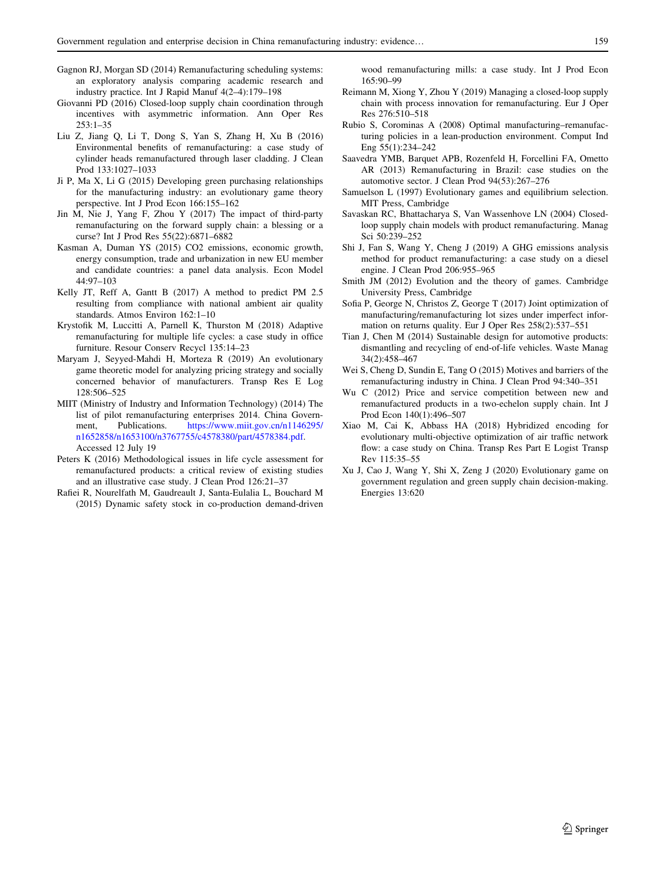Gagnon RJ, Morgan SD (2014) Remanufacturing scheduling systems: an exploratory analysis comparing academic research and industry practice. Int J Rapid Manuf 4(2–4):179–198

Giovanni PD (2016) Closed-loop supply chain coordination through incentives with asymmetric information. Ann Oper Res 253:1–35

Liu Z, Jiang Q, Li T, Dong S, Yan S, Zhang H, Xu B (2016) Environmental benefits of remanufacturing: a case study of cylinder heads remanufactured through laser cladding. J Clean Prod 133:1027–1033

Ji P, Ma X, Li G (2015) Developing green purchasing relationships for the manufacturing industry: an evolutionary game theory perspective. Int J Prod Econ 166:155–162

Jin M, Nie J, Yang F, Zhou Y (2017) The impact of third-party remanufacturing on the forward supply chain: a blessing or a curse? Int J Prod Res 55(22):6871–6882

Kasman A, Duman YS (2015) CO2 emissions, economic growth, energy consumption, trade and urbanization in new EU member and candidate countries: a panel data analysis. Econ Model 44:97–103

Kelly JT, Reff A, Gantt B (2017) A method to predict PM 2.5 resulting from compliance with national ambient air quality standards. Atmos Environ 162:1–10

Krystofik M, Luccitti A, Parnell K, Thurston M (2018) Adaptive remanufacturing for multiple life cycles: a case study in office furniture. Resour Conserv Recycl 135:14–23

Maryam J, Seyyed-Mahdi H, Morteza R (2019) An evolutionary game theoretic model for analyzing pricing strategy and socially concerned behavior of manufacturers. Transp Res E Log 128:506–525

MIIT (Ministry of Industry and Information Technology) (2014) The list of pilot remanufacturing enterprises 2014. China Government, Publications. https://www.miit.gov.cn/n1146295/n1652858/n1653100/n3767755/c4578380/part/4578384.pdf. Accessed 12 July 19

Peters K (2016) Methodological issues in life cycle assessment for remanufactured products: a critical review of existing studies and an illustrative case study. J Clean Prod 126:21–37

Rafiei R, Nourelfath M, Gaudreault J, Santa-Eulalia L, Bouchard M (2015) Dynamic safety stock in co-production demand-driven wood remanufacturing mills: a case study. Int J Prod Econ 165:90–99

Reimann M, Xiong Y, Zhou Y (2019) Managing a closed-loop supply chain with process innovation for remanufacturing. Eur J Oper Res 276:510–518

Rubio S, Corominas A (2008) Optimal manufacturing–remanufacturing policies in a lean-production environment. Comput Ind Eng 55(1):234–242

Saavedra YMB, Barquet APB, Rozenfeld H, Forcellini FA, Ometto AR (2013) Remanufacturing in Brazil: case studies on the automotive sector. J Clean Prod 94(53):267–276

Samuelson L (1997) Evolutionary games and equilibrium selection. MIT Press, Cambridge

Savaskan RC, Bhattacharya S, Van Wassenhove LN (2004) Closed-loop supply chain models with product remanufacturing. Manag Sci 50:239–252

Shi J, Fan S, Wang Y, Cheng J (2019) A GHG emissions analysis method for product remanufacturing: a case study on a diesel engine. J Clean Prod 206:955–965

Smith JM (2012) Evolution and the theory of games. Cambridge University Press, Cambridge

Sofia P, George N, Christos Z, George T (2017) Joint optimization of manufacturing/remanufacturing lot sizes under imperfect information on returns quality. Eur J Oper Res 258(2):537–551

Tian J, Chen M (2014) Sustainable design for automotive products: dismantling and recycling of end-of-life vehicles. Waste Manag 34(2):458–467

Wei S, Cheng D, Sundin E, Tang O (2015) Motives and barriers of the remanufacturing industry in China. J Clean Prod 94:340–351

Wu C (2012) Price and service competition between new and remanufactured products in a two-echelon supply chain. Int J Prod Econ 140(1):496–507

Xiao M, Cai K, Abbass HA (2018) Hybridized encoding for evolutionary multi-objective optimization of air traffic network flow: a case study on China. Transp Res Part E Logist Transp Rev 115:35–55

Xu J, Cao J, Wang Y, Shi X, Zeng J (2020) Evolutionary game on government regulation and green supply chain decision-making. Energies 13:620